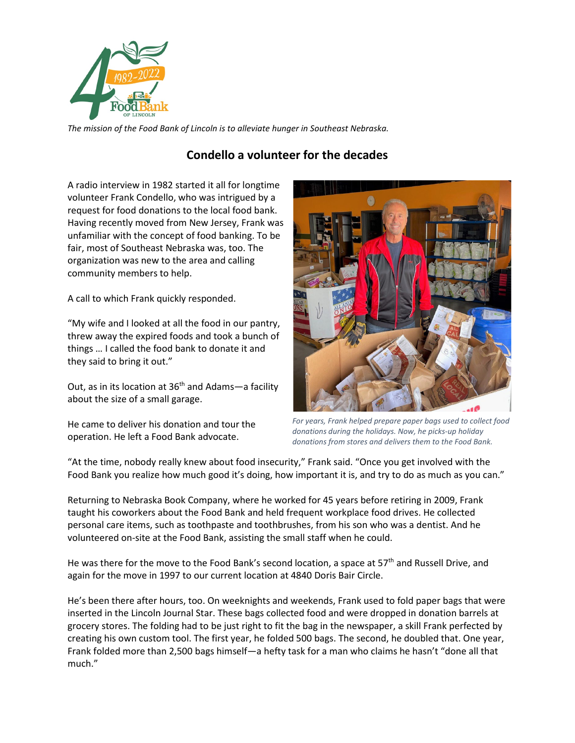*The mission of the Food Bank of Lincoln is to alleviate hunger in Southeast Nebraska.*

## Condello a volunteer for the decades

A radio interview in 1982 started it all for longtime volunteer Frank Condello, who was intrigued by a request for food donations to the local food bank. Having recently moved from New Jersey, Frank was unfamiliar with the concept of food banking. To be fair, most of Southeast Nebraska was, too. The organization was new to the area and calling community members to help.

A call to which Frank quickly responded.

"My wife and I looked at all the food in our pantry, threw away the expired foods and took a bunch of things … I called the food bank to donate it and they said to bring it out."

Out, as in its location at 36th and Adams—a facility about the size of a small garage.

He came to deliver his donation and tour the operation. He left a Food Bank advocate.

*For years, Frank helped prepare paper bags used to collect food donations during the holidays. Now, he picks-up holiday donations from stores and delivers them to the Food Bank.*

"At the time, nobody really knew about food insecurity," Frank said. "Once you get involved with the Food Bank you realize how much good it's doing, how important it is, and try to do as much as you can."

Returning to Nebraska Book Company, where he worked for 45 years before retiring in 2009, Frank taught his coworkers about the Food Bank and held frequent workplace food drives. He collected personal care items, such as toothpaste and toothbrushes, from his son who was a dentist. And he volunteered on-site at the Food Bank, assisting the small staff when he could.

He was there for the move to the Food Bank's second location, a space at 57th and Russell Drive, and again for the move in 1997 to our current location at 4840 Doris Bair Circle.

He's been there after hours, too. On weeknights and weekends, Frank used to fold paper bags that were inserted in the Lincoln Journal Star. These bags collected food and were dropped in donation barrels at grocery stores. The folding had to be just right to fit the bag in the newspaper, a skill Frank perfected by creating his own custom tool. The first year, he folded 500 bags. The second, he doubled that. One year, Frank folded more than 2,500 bags himself—a hefty task for a man who claims he hasn't "done all that much."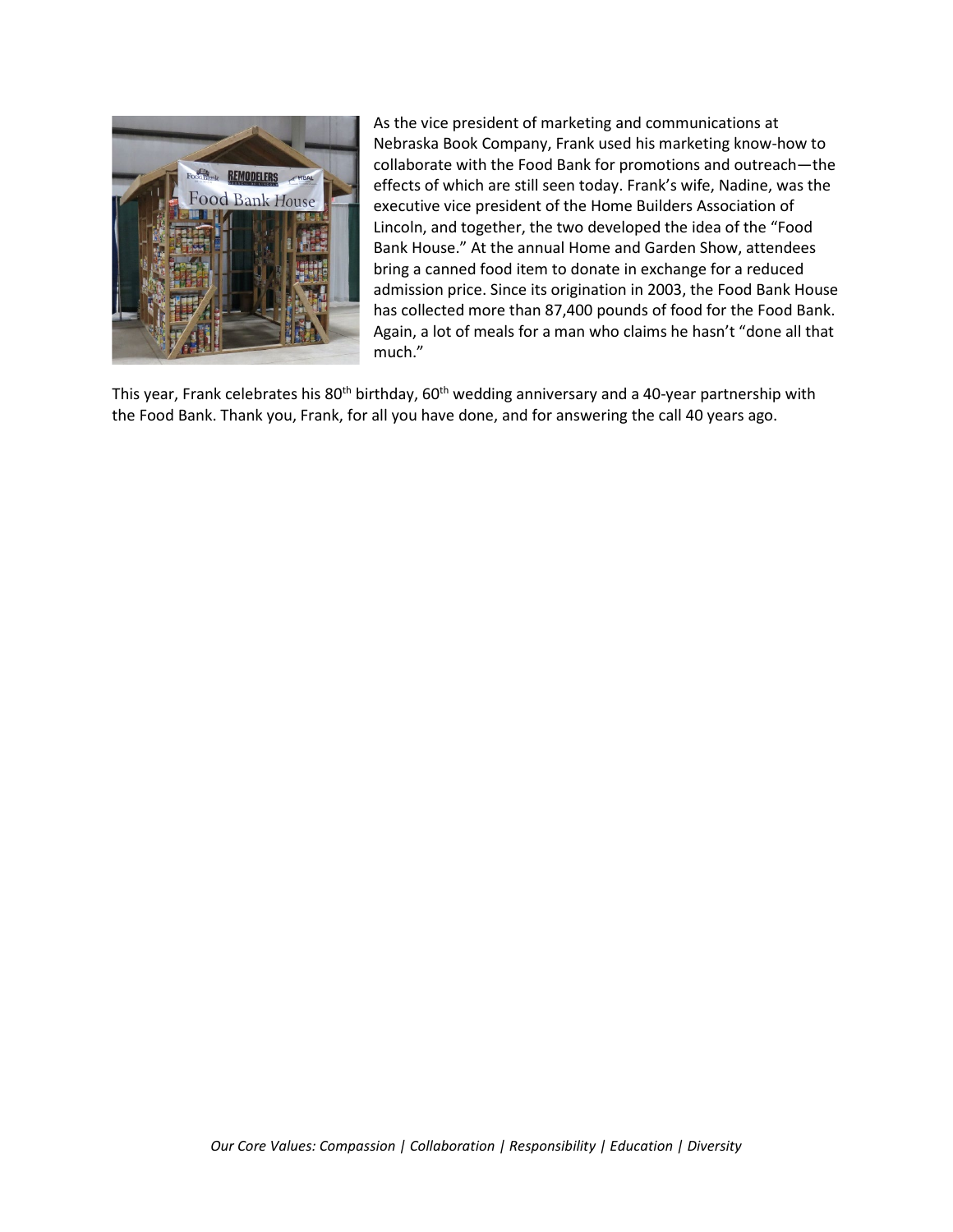As the vice president of marketing and communications at Nebraska Book Company, Frank used his marketing know-how to collaborate with the Food Bank for promotions and outreach—the effects of which are still seen today. Frank's wife, Nadine, was the executive vice president of the Home Builders Association of Lincoln, and together, the two developed the idea of the "Food Bank House." At the annual Home and Garden Show, attendees bring a canned food item to donate in exchange for a reduced admission price. Since its origination in 2003, the Food Bank House has collected more than 87,400 pounds of food for the Food Bank. Again, a lot of meals for a man who claims he hasn't "done all that much."

This year, Frank celebrates his 80th birthday, 60th wedding anniversary and a 40-year partnership with the Food Bank. Thank you, Frank, for all you have done, and for answering the call 40 years ago.

*Our Core Values: Compassion | Collaboration | Responsibility | Education | Diversity*